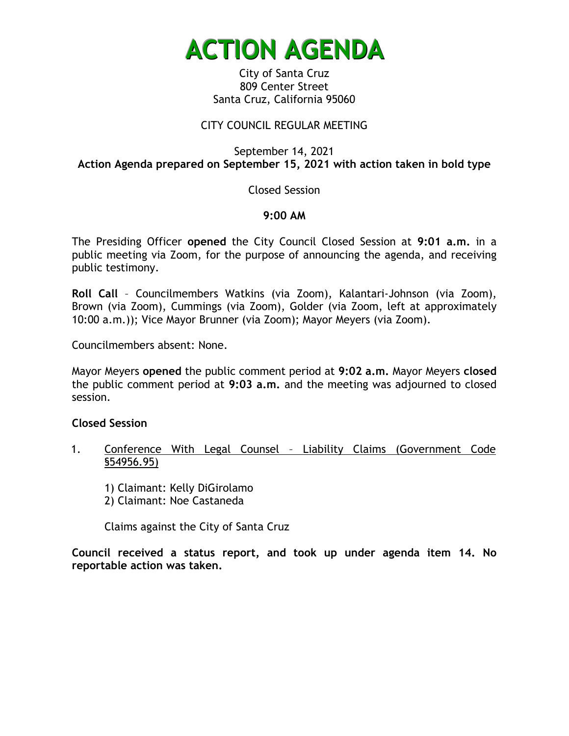# ACTION AGENDA

City of Santa Cruz
809 Center Street
Santa Cruz, California 95060

CITY COUNCIL REGULAR MEETING

September 14, 2021
**Action Agenda prepared on September 15, 2021 with action taken in bold type**

Closed Session

**9:00 AM**

The Presiding Officer **opened** the City Council Closed Session at **9:01 a.m.** in a public meeting via Zoom, for the purpose of announcing the agenda, and receiving public testimony.

**Roll Call** – Councilmembers Watkins (via Zoom), Kalantari-Johnson (via Zoom), Brown (via Zoom), Cummings (via Zoom), Golder (via Zoom, left at approximately 10:00 a.m.)); Vice Mayor Brunner (via Zoom); Mayor Meyers (via Zoom).

Councilmembers absent: None.

Mayor Meyers **opened** the public comment period at **9:02 a.m.** Mayor Meyers **closed** the public comment period at **9:03 a.m.** and the meeting was adjourned to closed session.

**Closed Session**

1. Conference With Legal Counsel – Liability Claims (Government Code §54956.95)

   1) Claimant: Kelly DiGirolamo
   2) Claimant: Noe Castaneda

   Claims against the City of Santa Cruz

**Council received a status report, and took up under agenda item 14. No reportable action was taken.**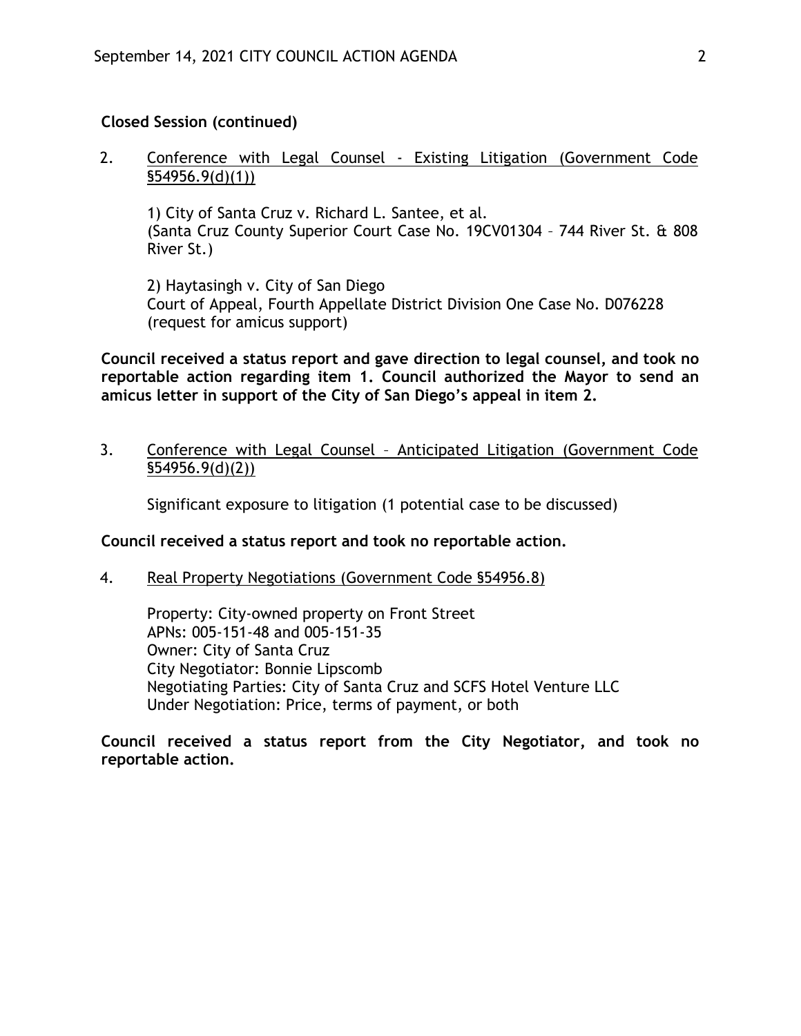**Closed Session (continued)**

2. Conference with Legal Counsel - Existing Litigation (Government Code §54956.9(d)(1))

   1) City of Santa Cruz v. Richard L. Santee, et al.
   (Santa Cruz County Superior Court Case No. 19CV01304 – 744 River St. & 808 River St.)

   2) Haytasingh v. City of San Diego
   Court of Appeal, Fourth Appellate District Division One Case No. D076228
   (request for amicus support)

**Council received a status report and gave direction to legal counsel, and took no reportable action regarding item 1. Council authorized the Mayor to send an amicus letter in support of the City of San Diego's appeal in item 2.**

3. Conference with Legal Counsel – Anticipated Litigation (Government Code §54956.9(d)(2))

   Significant exposure to litigation (1 potential case to be discussed)

**Council received a status report and took no reportable action.**

4. Real Property Negotiations (Government Code §54956.8)

   Property: City-owned property on Front Street
   APNs: 005-151-48 and 005-151-35
   Owner: City of Santa Cruz
   City Negotiator: Bonnie Lipscomb
   Negotiating Parties: City of Santa Cruz and SCFS Hotel Venture LLC
   Under Negotiation: Price, terms of payment, or both

**Council received a status report from the City Negotiator, and took no reportable action.**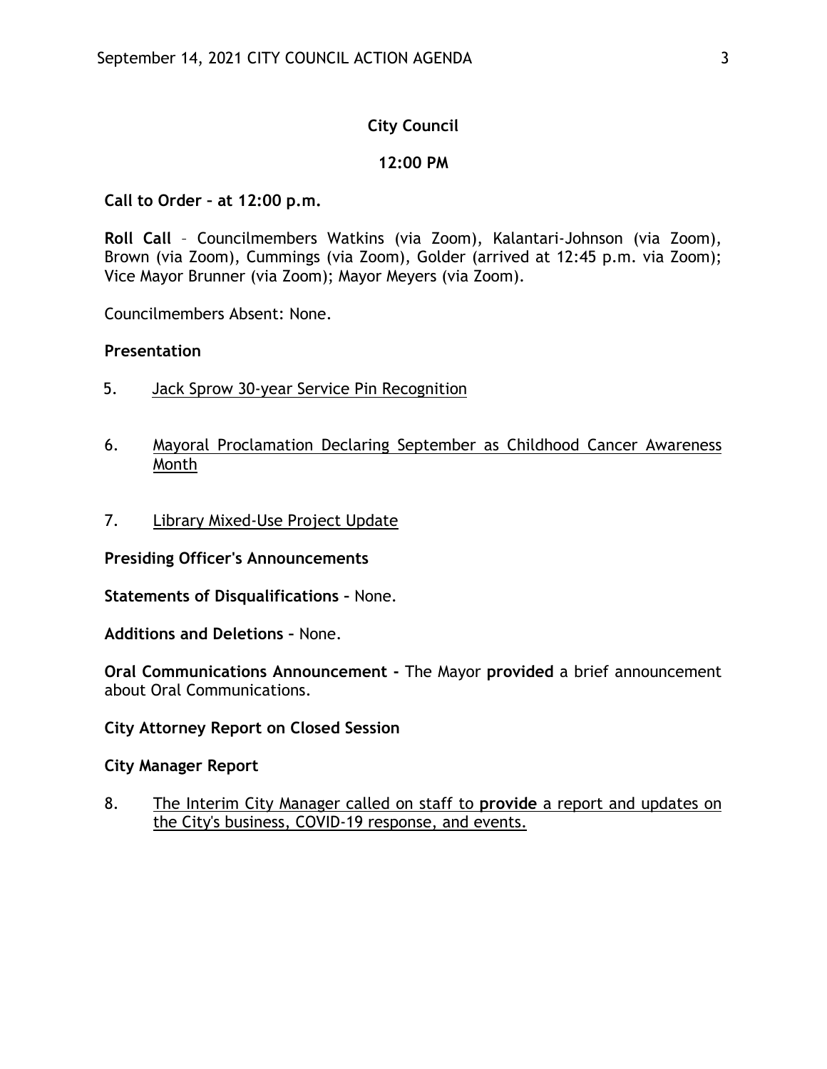## City Council

### 12:00 PM

**Call to Order – at 12:00 p.m.**

**Roll Call** – Councilmembers Watkins (via Zoom), Kalantari-Johnson (via Zoom), Brown (via Zoom), Cummings (via Zoom), Golder (arrived at 12:45 p.m. via Zoom); Vice Mayor Brunner (via Zoom); Mayor Meyers (via Zoom).

Councilmembers Absent: None.

**Presentation**

5. Jack Sprow 30-year Service Pin Recognition

6. Mayoral Proclamation Declaring September as Childhood Cancer Awareness Month

7. Library Mixed-Use Project Update

**Presiding Officer's Announcements**

**Statements of Disqualifications –** None.

**Additions and Deletions –** None.

**Oral Communications Announcement -** The Mayor **provided** a brief announcement about Oral Communications.

**City Attorney Report on Closed Session**

**City Manager Report**

8. The Interim City Manager called on staff to **provide** a report and updates on the City's business, COVID-19 response, and events.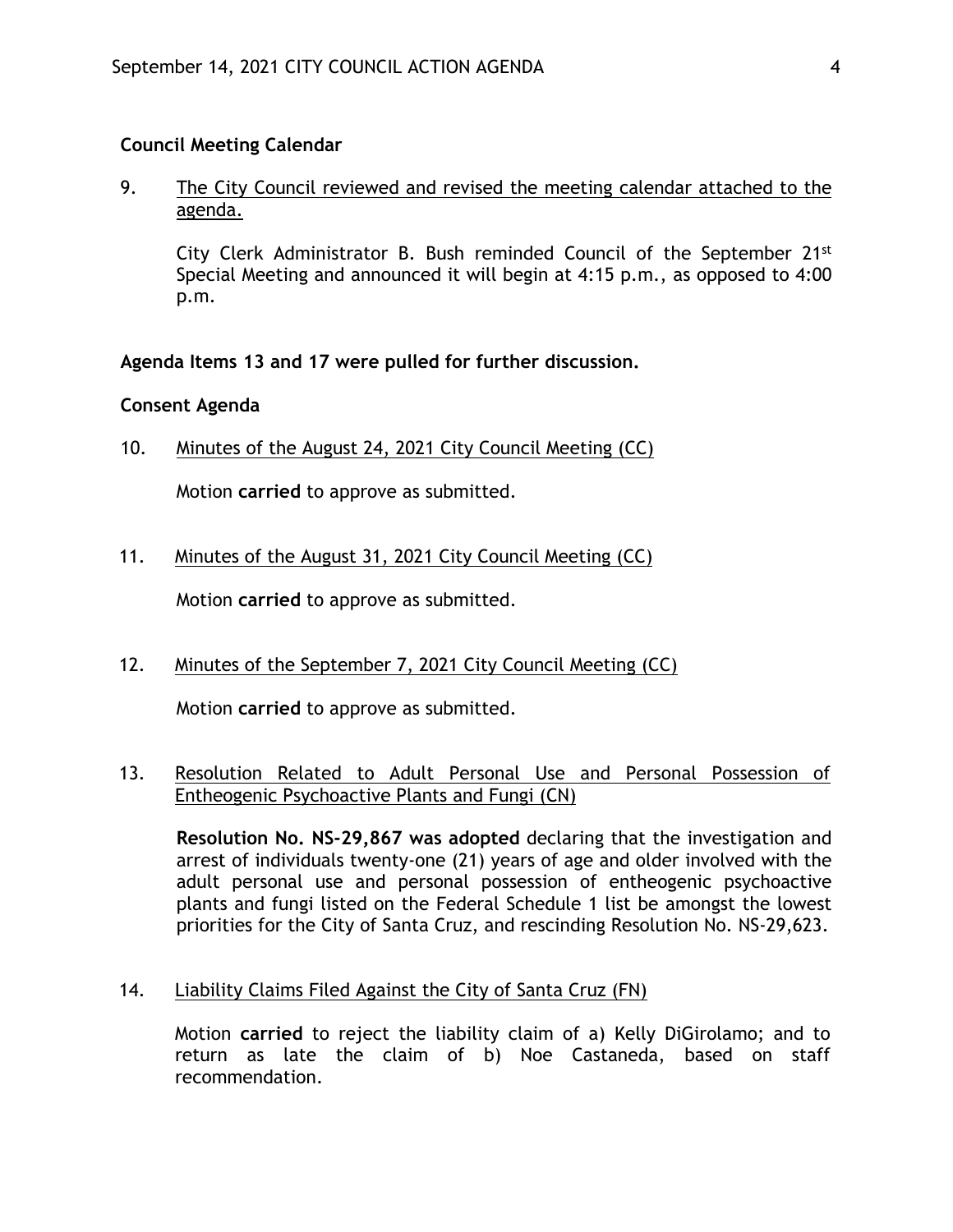**Council Meeting Calendar**

9. The City Council reviewed and revised the meeting calendar attached to the agenda.

   City Clerk Administrator B. Bush reminded Council of the September 21st Special Meeting and announced it will begin at 4:15 p.m., as opposed to 4:00 p.m.

**Agenda Items 13 and 17 were pulled for further discussion.**

**Consent Agenda**

10. Minutes of the August 24, 2021 City Council Meeting (CC)

    Motion **carried** to approve as submitted.

11. Minutes of the August 31, 2021 City Council Meeting (CC)

    Motion **carried** to approve as submitted.

12. Minutes of the September 7, 2021 City Council Meeting (CC)

    Motion **carried** to approve as submitted.

13. Resolution Related to Adult Personal Use and Personal Possession of Entheogenic Psychoactive Plants and Fungi (CN)

    **Resolution No. NS-29,867 was adopted** declaring that the investigation and arrest of individuals twenty-one (21) years of age and older involved with the adult personal use and personal possession of entheogenic psychoactive plants and fungi listed on the Federal Schedule 1 list be amongst the lowest priorities for the City of Santa Cruz, and rescinding Resolution No. NS-29,623.

14. Liability Claims Filed Against the City of Santa Cruz (FN)

    Motion **carried** to reject the liability claim of a) Kelly DiGirolamo; and to return as late the claim of b) Noe Castaneda, based on staff recommendation.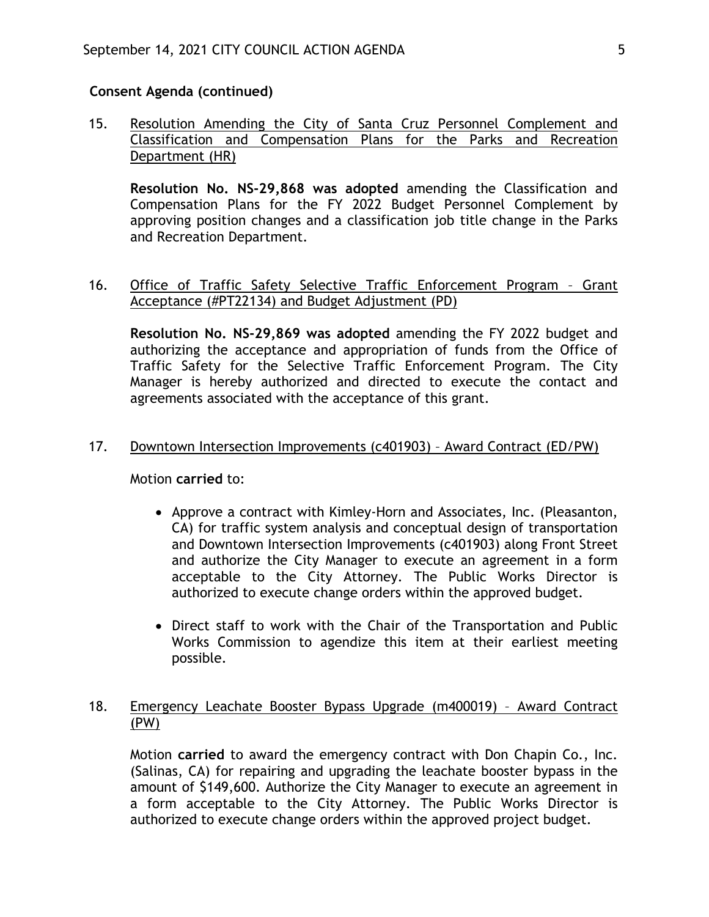**Consent Agenda (continued)**

15. Resolution Amending the City of Santa Cruz Personnel Complement and Classification and Compensation Plans for the Parks and Recreation Department (HR)

    **Resolution No. NS-29,868 was adopted** amending the Classification and Compensation Plans for the FY 2022 Budget Personnel Complement by approving position changes and a classification job title change in the Parks and Recreation Department.

16. Office of Traffic Safety Selective Traffic Enforcement Program – Grant Acceptance (#PT22134) and Budget Adjustment (PD)

    **Resolution No. NS-29,869 was adopted** amending the FY 2022 budget and authorizing the acceptance and appropriation of funds from the Office of Traffic Safety for the Selective Traffic Enforcement Program. The City Manager is hereby authorized and directed to execute the contact and agreements associated with the acceptance of this grant.

17. Downtown Intersection Improvements (c401903) – Award Contract (ED/PW)

    Motion **carried** to:

    - Approve a contract with Kimley-Horn and Associates, Inc. (Pleasanton, CA) for traffic system analysis and conceptual design of transportation and Downtown Intersection Improvements (c401903) along Front Street and authorize the City Manager to execute an agreement in a form acceptable to the City Attorney. The Public Works Director is authorized to execute change orders within the approved budget.

    - Direct staff to work with the Chair of the Transportation and Public Works Commission to agendize this item at their earliest meeting possible.

18. Emergency Leachate Booster Bypass Upgrade (m400019) – Award Contract (PW)

    Motion **carried** to award the emergency contract with Don Chapin Co., Inc. (Salinas, CA) for repairing and upgrading the leachate booster bypass in the amount of $149,600. Authorize the City Manager to execute an agreement in a form acceptable to the City Attorney. The Public Works Director is authorized to execute change orders within the approved project budget.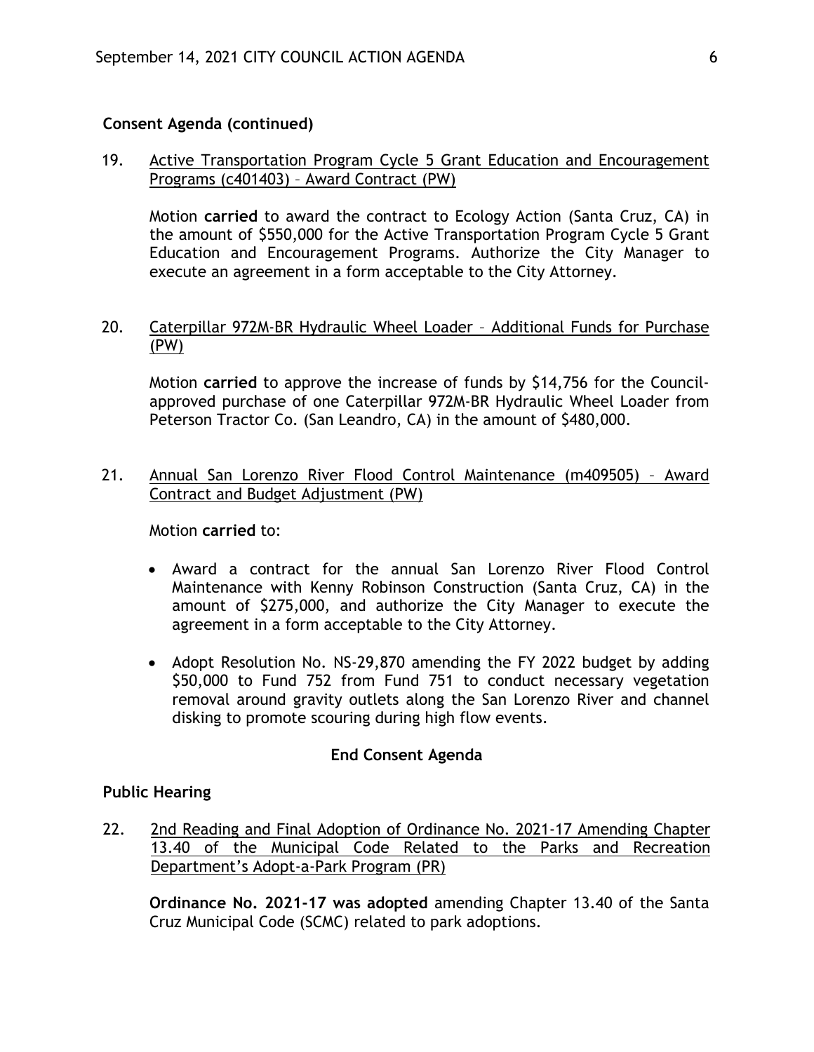**Consent Agenda (continued)**

19. Active Transportation Program Cycle 5 Grant Education and Encouragement Programs (c401403) – Award Contract (PW)

    Motion **carried** to award the contract to Ecology Action (Santa Cruz, CA) in the amount of $550,000 for the Active Transportation Program Cycle 5 Grant Education and Encouragement Programs. Authorize the City Manager to execute an agreement in a form acceptable to the City Attorney.

20. Caterpillar 972M-BR Hydraulic Wheel Loader – Additional Funds for Purchase (PW)

    Motion **carried** to approve the increase of funds by $14,756 for the Council-approved purchase of one Caterpillar 972M-BR Hydraulic Wheel Loader from Peterson Tractor Co. (San Leandro, CA) in the amount of $480,000.

21. Annual San Lorenzo River Flood Control Maintenance (m409505) – Award Contract and Budget Adjustment (PW)

    Motion **carried** to:

    - Award a contract for the annual San Lorenzo River Flood Control Maintenance with Kenny Robinson Construction (Santa Cruz, CA) in the amount of $275,000, and authorize the City Manager to execute the agreement in a form acceptable to the City Attorney.

    - Adopt Resolution No. NS-29,870 amending the FY 2022 budget by adding $50,000 to Fund 752 from Fund 751 to conduct necessary vegetation removal around gravity outlets along the San Lorenzo River and channel disking to promote scouring during high flow events.

**End Consent Agenda**

**Public Hearing**

22. 2nd Reading and Final Adoption of Ordinance No. 2021-17 Amending Chapter 13.40 of the Municipal Code Related to the Parks and Recreation Department's Adopt-a-Park Program (PR)

    **Ordinance No. 2021-17 was adopted** amending Chapter 13.40 of the Santa Cruz Municipal Code (SCMC) related to park adoptions.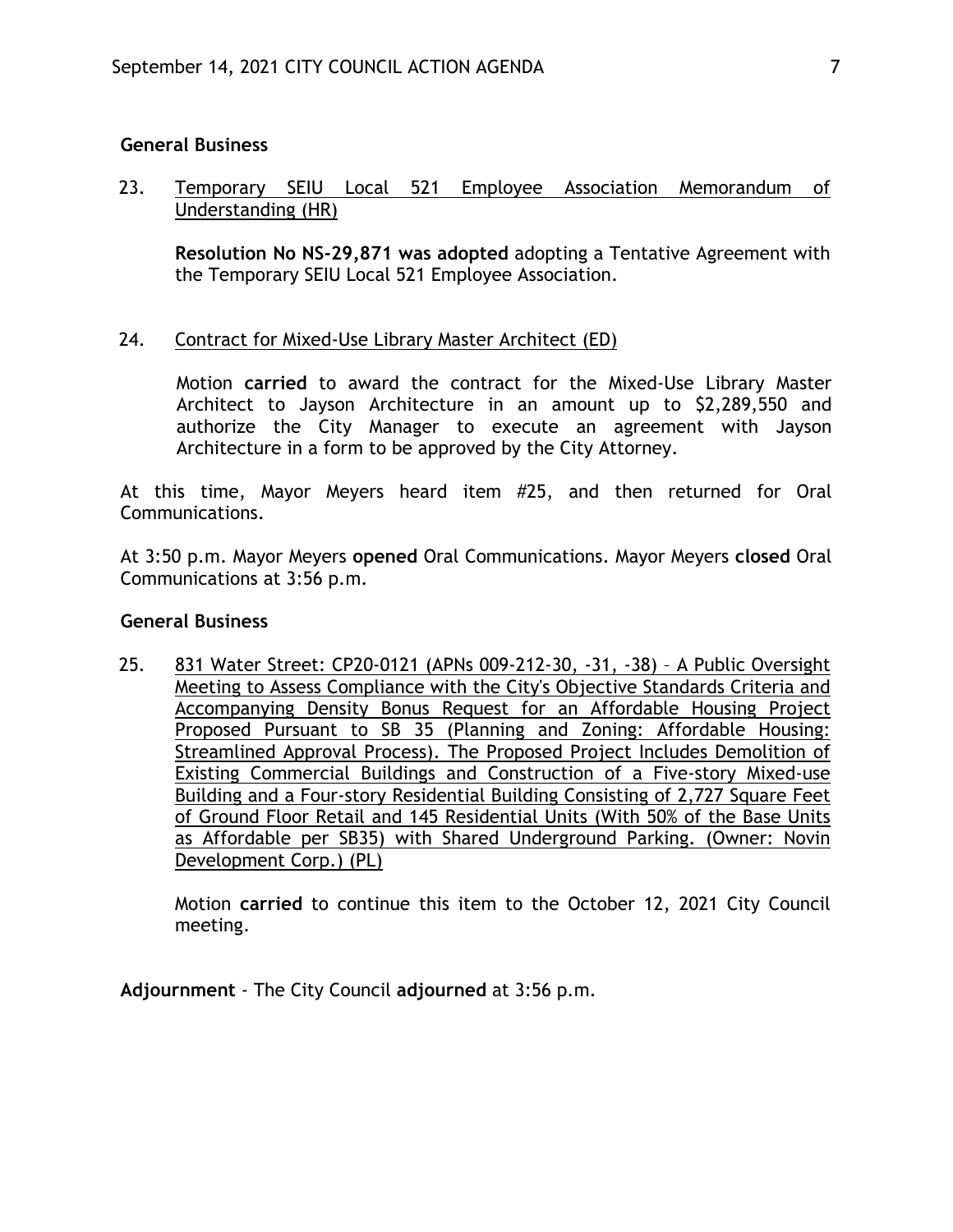**General Business**

23. Temporary SEIU Local 521 Employee Association Memorandum of Understanding (HR)

    **Resolution No NS-29,871 was adopted** adopting a Tentative Agreement with the Temporary SEIU Local 521 Employee Association.

24. Contract for Mixed-Use Library Master Architect (ED)

    Motion **carried** to award the contract for the Mixed-Use Library Master Architect to Jayson Architecture in an amount up to $2,289,550 and authorize the City Manager to execute an agreement with Jayson Architecture in a form to be approved by the City Attorney.

At this time, Mayor Meyers heard item #25, and then returned for Oral Communications.

At 3:50 p.m. Mayor Meyers **opened** Oral Communications. Mayor Meyers **closed** Oral Communications at 3:56 p.m.

**General Business**

25. 831 Water Street: CP20-0121 (APNs 009-212-30, -31, -38) – A Public Oversight Meeting to Assess Compliance with the City's Objective Standards Criteria and Accompanying Density Bonus Request for an Affordable Housing Project Proposed Pursuant to SB 35 (Planning and Zoning: Affordable Housing: Streamlined Approval Process). The Proposed Project Includes Demolition of Existing Commercial Buildings and Construction of a Five-story Mixed-use Building and a Four-story Residential Building Consisting of 2,727 Square Feet of Ground Floor Retail and 145 Residential Units (With 50% of the Base Units as Affordable per SB35) with Shared Underground Parking. (Owner: Novin Development Corp.) (PL)

    Motion **carried** to continue this item to the October 12, 2021 City Council meeting.

**Adjournment** - The City Council **adjourned** at 3:56 p.m.